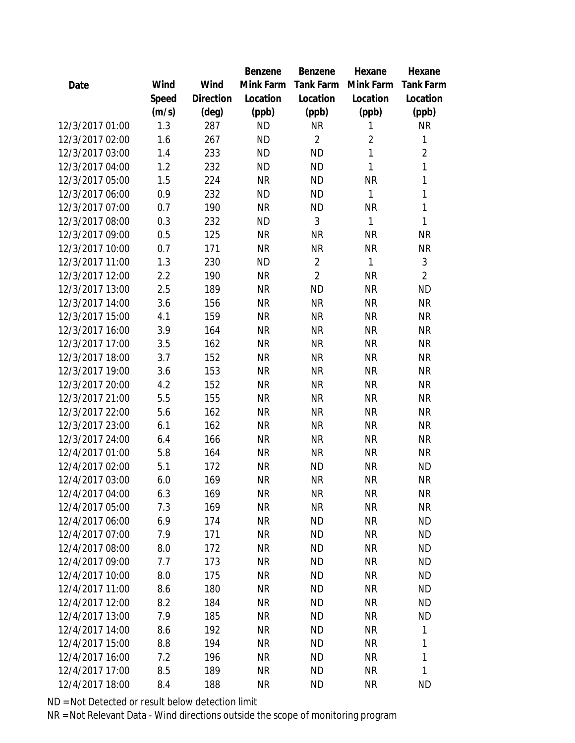| Date | Wind Speed (m/s) | Wind Direction (deg) | Benzene Mink Farm Location (ppb) | Benzene Tank Farm Location (ppb) | Hexane Mink Farm Location (ppb) | Hexane Tank Farm Location (ppb) |
|---|---|---|---|---|---|---|
| 12/3/2017 01:00 | 1.3 | 287 | ND | NR | 1 | NR |
| 12/3/2017 02:00 | 1.6 | 267 | ND | 2 | 2 | 1 |
| 12/3/2017 03:00 | 1.4 | 233 | ND | ND | 1 | 2 |
| 12/3/2017 04:00 | 1.2 | 232 | ND | ND | 1 | 1 |
| 12/3/2017 05:00 | 1.5 | 224 | NR | ND | NR | 1 |
| 12/3/2017 06:00 | 0.9 | 232 | ND | ND | 1 | 1 |
| 12/3/2017 07:00 | 0.7 | 190 | NR | ND | NR | 1 |
| 12/3/2017 08:00 | 0.3 | 232 | ND | 3 | 1 | 1 |
| 12/3/2017 09:00 | 0.5 | 125 | NR | NR | NR | NR |
| 12/3/2017 10:00 | 0.7 | 171 | NR | NR | NR | NR |
| 12/3/2017 11:00 | 1.3 | 230 | ND | 2 | 1 | 3 |
| 12/3/2017 12:00 | 2.2 | 190 | NR | 2 | NR | 2 |
| 12/3/2017 13:00 | 2.5 | 189 | NR | ND | NR | ND |
| 12/3/2017 14:00 | 3.6 | 156 | NR | NR | NR | NR |
| 12/3/2017 15:00 | 4.1 | 159 | NR | NR | NR | NR |
| 12/3/2017 16:00 | 3.9 | 164 | NR | NR | NR | NR |
| 12/3/2017 17:00 | 3.5 | 162 | NR | NR | NR | NR |
| 12/3/2017 18:00 | 3.7 | 152 | NR | NR | NR | NR |
| 12/3/2017 19:00 | 3.6 | 153 | NR | NR | NR | NR |
| 12/3/2017 20:00 | 4.2 | 152 | NR | NR | NR | NR |
| 12/3/2017 21:00 | 5.5 | 155 | NR | NR | NR | NR |
| 12/3/2017 22:00 | 5.6 | 162 | NR | NR | NR | NR |
| 12/3/2017 23:00 | 6.1 | 162 | NR | NR | NR | NR |
| 12/3/2017 24:00 | 6.4 | 166 | NR | NR | NR | NR |
| 12/4/2017 01:00 | 5.8 | 164 | NR | NR | NR | NR |
| 12/4/2017 02:00 | 5.1 | 172 | NR | ND | NR | ND |
| 12/4/2017 03:00 | 6.0 | 169 | NR | NR | NR | NR |
| 12/4/2017 04:00 | 6.3 | 169 | NR | NR | NR | NR |
| 12/4/2017 05:00 | 7.3 | 169 | NR | NR | NR | NR |
| 12/4/2017 06:00 | 6.9 | 174 | NR | ND | NR | ND |
| 12/4/2017 07:00 | 7.9 | 171 | NR | ND | NR | ND |
| 12/4/2017 08:00 | 8.0 | 172 | NR | ND | NR | ND |
| 12/4/2017 09:00 | 7.7 | 173 | NR | ND | NR | ND |
| 12/4/2017 10:00 | 8.0 | 175 | NR | ND | NR | ND |
| 12/4/2017 11:00 | 8.6 | 180 | NR | ND | NR | ND |
| 12/4/2017 12:00 | 8.2 | 184 | NR | ND | NR | ND |
| 12/4/2017 13:00 | 7.9 | 185 | NR | ND | NR | ND |
| 12/4/2017 14:00 | 8.6 | 192 | NR | ND | NR | 1 |
| 12/4/2017 15:00 | 8.8 | 194 | NR | ND | NR | 1 |
| 12/4/2017 16:00 | 7.2 | 196 | NR | ND | NR | 1 |
| 12/4/2017 17:00 | 8.5 | 189 | NR | ND | NR | 1 |
| 12/4/2017 18:00 | 8.4 | 188 | NR | ND | NR | ND |

ND = Not Detected or result below detection limit

NR = Not Relevant Data - Wind directions outside the scope of monitoring program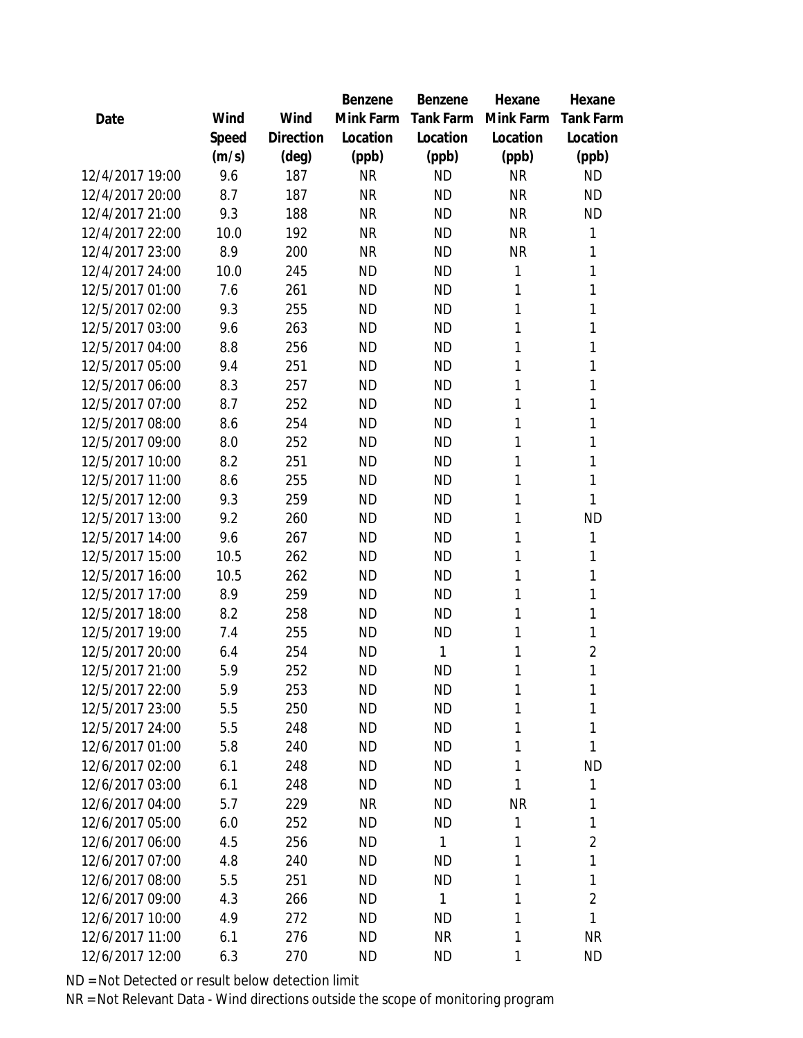| Date | Wind Speed (m/s) | Wind Direction (deg) | Benzene Mink Farm Location (ppb) | Benzene Tank Farm Location (ppb) | Hexane Mink Farm Location (ppb) | Hexane Tank Farm Location (ppb) |
|---|---|---|---|---|---|---|
| 12/4/2017 19:00 | 9.6 | 187 | NR | ND | NR | ND |
| 12/4/2017 20:00 | 8.7 | 187 | NR | ND | NR | ND |
| 12/4/2017 21:00 | 9.3 | 188 | NR | ND | NR | ND |
| 12/4/2017 22:00 | 10.0 | 192 | NR | ND | NR | 1 |
| 12/4/2017 23:00 | 8.9 | 200 | NR | ND | NR | 1 |
| 12/4/2017 24:00 | 10.0 | 245 | ND | ND | 1 | 1 |
| 12/5/2017 01:00 | 7.6 | 261 | ND | ND | 1 | 1 |
| 12/5/2017 02:00 | 9.3 | 255 | ND | ND | 1 | 1 |
| 12/5/2017 03:00 | 9.6 | 263 | ND | ND | 1 | 1 |
| 12/5/2017 04:00 | 8.8 | 256 | ND | ND | 1 | 1 |
| 12/5/2017 05:00 | 9.4 | 251 | ND | ND | 1 | 1 |
| 12/5/2017 06:00 | 8.3 | 257 | ND | ND | 1 | 1 |
| 12/5/2017 07:00 | 8.7 | 252 | ND | ND | 1 | 1 |
| 12/5/2017 08:00 | 8.6 | 254 | ND | ND | 1 | 1 |
| 12/5/2017 09:00 | 8.0 | 252 | ND | ND | 1 | 1 |
| 12/5/2017 10:00 | 8.2 | 251 | ND | ND | 1 | 1 |
| 12/5/2017 11:00 | 8.6 | 255 | ND | ND | 1 | 1 |
| 12/5/2017 12:00 | 9.3 | 259 | ND | ND | 1 | 1 |
| 12/5/2017 13:00 | 9.2 | 260 | ND | ND | 1 | ND |
| 12/5/2017 14:00 | 9.6 | 267 | ND | ND | 1 | 1 |
| 12/5/2017 15:00 | 10.5 | 262 | ND | ND | 1 | 1 |
| 12/5/2017 16:00 | 10.5 | 262 | ND | ND | 1 | 1 |
| 12/5/2017 17:00 | 8.9 | 259 | ND | ND | 1 | 1 |
| 12/5/2017 18:00 | 8.2 | 258 | ND | ND | 1 | 1 |
| 12/5/2017 19:00 | 7.4 | 255 | ND | ND | 1 | 1 |
| 12/5/2017 20:00 | 6.4 | 254 | ND | 1 | 1 | 2 |
| 12/5/2017 21:00 | 5.9 | 252 | ND | ND | 1 | 1 |
| 12/5/2017 22:00 | 5.9 | 253 | ND | ND | 1 | 1 |
| 12/5/2017 23:00 | 5.5 | 250 | ND | ND | 1 | 1 |
| 12/5/2017 24:00 | 5.5 | 248 | ND | ND | 1 | 1 |
| 12/6/2017 01:00 | 5.8 | 240 | ND | ND | 1 | 1 |
| 12/6/2017 02:00 | 6.1 | 248 | ND | ND | 1 | ND |
| 12/6/2017 03:00 | 6.1 | 248 | ND | ND | 1 | 1 |
| 12/6/2017 04:00 | 5.7 | 229 | NR | ND | NR | 1 |
| 12/6/2017 05:00 | 6.0 | 252 | ND | ND | 1 | 1 |
| 12/6/2017 06:00 | 4.5 | 256 | ND | 1 | 1 | 2 |
| 12/6/2017 07:00 | 4.8 | 240 | ND | ND | 1 | 1 |
| 12/6/2017 08:00 | 5.5 | 251 | ND | ND | 1 | 1 |
| 12/6/2017 09:00 | 4.3 | 266 | ND | 1 | 1 | 2 |
| 12/6/2017 10:00 | 4.9 | 272 | ND | ND | 1 | 1 |
| 12/6/2017 11:00 | 6.1 | 276 | ND | NR | 1 | NR |
| 12/6/2017 12:00 | 6.3 | 270 | ND | ND | 1 | ND |

ND = Not Detected or result below detection limit

NR = Not Relevant Data - Wind directions outside the scope of monitoring program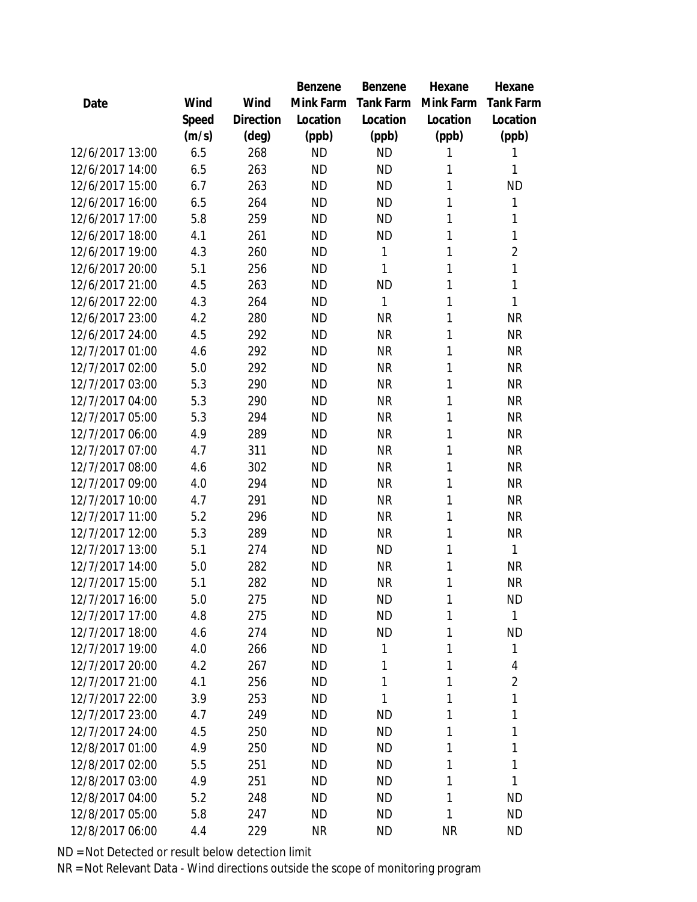| Date | Wind Speed (m/s) | Wind Direction (deg) | Benzene Mink Farm Location (ppb) | Benzene Tank Farm Location (ppb) | Hexane Mink Farm Location (ppb) | Hexane Tank Farm Location (ppb) |
|---|---|---|---|---|---|---|
| 12/6/2017 13:00 | 6.5 | 268 | ND | ND | 1 | 1 |
| 12/6/2017 14:00 | 6.5 | 263 | ND | ND | 1 | 1 |
| 12/6/2017 15:00 | 6.7 | 263 | ND | ND | 1 | ND |
| 12/6/2017 16:00 | 6.5 | 264 | ND | ND | 1 | 1 |
| 12/6/2017 17:00 | 5.8 | 259 | ND | ND | 1 | 1 |
| 12/6/2017 18:00 | 4.1 | 261 | ND | ND | 1 | 1 |
| 12/6/2017 19:00 | 4.3 | 260 | ND | 1 | 1 | 2 |
| 12/6/2017 20:00 | 5.1 | 256 | ND | 1 | 1 | 1 |
| 12/6/2017 21:00 | 4.5 | 263 | ND | ND | 1 | 1 |
| 12/6/2017 22:00 | 4.3 | 264 | ND | 1 | 1 | 1 |
| 12/6/2017 23:00 | 4.2 | 280 | ND | NR | 1 | NR |
| 12/6/2017 24:00 | 4.5 | 292 | ND | NR | 1 | NR |
| 12/7/2017 01:00 | 4.6 | 292 | ND | NR | 1 | NR |
| 12/7/2017 02:00 | 5.0 | 292 | ND | NR | 1 | NR |
| 12/7/2017 03:00 | 5.3 | 290 | ND | NR | 1 | NR |
| 12/7/2017 04:00 | 5.3 | 290 | ND | NR | 1 | NR |
| 12/7/2017 05:00 | 5.3 | 294 | ND | NR | 1 | NR |
| 12/7/2017 06:00 | 4.9 | 289 | ND | NR | 1 | NR |
| 12/7/2017 07:00 | 4.7 | 311 | ND | NR | 1 | NR |
| 12/7/2017 08:00 | 4.6 | 302 | ND | NR | 1 | NR |
| 12/7/2017 09:00 | 4.0 | 294 | ND | NR | 1 | NR |
| 12/7/2017 10:00 | 4.7 | 291 | ND | NR | 1 | NR |
| 12/7/2017 11:00 | 5.2 | 296 | ND | NR | 1 | NR |
| 12/7/2017 12:00 | 5.3 | 289 | ND | NR | 1 | NR |
| 12/7/2017 13:00 | 5.1 | 274 | ND | ND | 1 | 1 |
| 12/7/2017 14:00 | 5.0 | 282 | ND | NR | 1 | NR |
| 12/7/2017 15:00 | 5.1 | 282 | ND | NR | 1 | NR |
| 12/7/2017 16:00 | 5.0 | 275 | ND | ND | 1 | ND |
| 12/7/2017 17:00 | 4.8 | 275 | ND | ND | 1 | 1 |
| 12/7/2017 18:00 | 4.6 | 274 | ND | ND | 1 | ND |
| 12/7/2017 19:00 | 4.0 | 266 | ND | 1 | 1 | 1 |
| 12/7/2017 20:00 | 4.2 | 267 | ND | 1 | 1 | 4 |
| 12/7/2017 21:00 | 4.1 | 256 | ND | 1 | 1 | 2 |
| 12/7/2017 22:00 | 3.9 | 253 | ND | 1 | 1 | 1 |
| 12/7/2017 23:00 | 4.7 | 249 | ND | ND | 1 | 1 |
| 12/7/2017 24:00 | 4.5 | 250 | ND | ND | 1 | 1 |
| 12/8/2017 01:00 | 4.9 | 250 | ND | ND | 1 | 1 |
| 12/8/2017 02:00 | 5.5 | 251 | ND | ND | 1 | 1 |
| 12/8/2017 03:00 | 4.9 | 251 | ND | ND | 1 | 1 |
| 12/8/2017 04:00 | 5.2 | 248 | ND | ND | 1 | ND |
| 12/8/2017 05:00 | 5.8 | 247 | ND | ND | 1 | ND |
| 12/8/2017 06:00 | 4.4 | 229 | NR | ND | NR | ND |

ND = Not Detected or result below detection limit

NR = Not Relevant Data - Wind directions outside the scope of monitoring program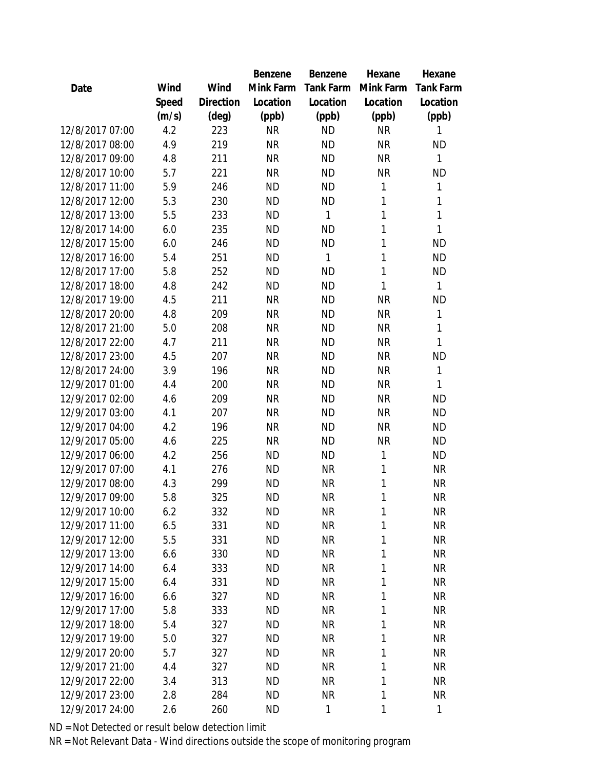| Date | Wind Speed (m/s) | Wind Direction (deg) | Benzene Mink Farm Location (ppb) | Benzene Tank Farm Location (ppb) | Hexane Mink Farm Location (ppb) | Hexane Tank Farm Location (ppb) |
|---|---|---|---|---|---|---|
| 12/8/2017 07:00 | 4.2 | 223 | NR | ND | NR | 1 |
| 12/8/2017 08:00 | 4.9 | 219 | NR | ND | NR | ND |
| 12/8/2017 09:00 | 4.8 | 211 | NR | ND | NR | 1 |
| 12/8/2017 10:00 | 5.7 | 221 | NR | ND | NR | ND |
| 12/8/2017 11:00 | 5.9 | 246 | ND | ND | 1 | 1 |
| 12/8/2017 12:00 | 5.3 | 230 | ND | ND | 1 | 1 |
| 12/8/2017 13:00 | 5.5 | 233 | ND | 1 | 1 | 1 |
| 12/8/2017 14:00 | 6.0 | 235 | ND | ND | 1 | 1 |
| 12/8/2017 15:00 | 6.0 | 246 | ND | ND | 1 | ND |
| 12/8/2017 16:00 | 5.4 | 251 | ND | 1 | 1 | ND |
| 12/8/2017 17:00 | 5.8 | 252 | ND | ND | 1 | ND |
| 12/8/2017 18:00 | 4.8 | 242 | ND | ND | 1 | 1 |
| 12/8/2017 19:00 | 4.5 | 211 | NR | ND | NR | ND |
| 12/8/2017 20:00 | 4.8 | 209 | NR | ND | NR | 1 |
| 12/8/2017 21:00 | 5.0 | 208 | NR | ND | NR | 1 |
| 12/8/2017 22:00 | 4.7 | 211 | NR | ND | NR | 1 |
| 12/8/2017 23:00 | 4.5 | 207 | NR | ND | NR | ND |
| 12/8/2017 24:00 | 3.9 | 196 | NR | ND | NR | 1 |
| 12/9/2017 01:00 | 4.4 | 200 | NR | ND | NR | 1 |
| 12/9/2017 02:00 | 4.6 | 209 | NR | ND | NR | ND |
| 12/9/2017 03:00 | 4.1 | 207 | NR | ND | NR | ND |
| 12/9/2017 04:00 | 4.2 | 196 | NR | ND | NR | ND |
| 12/9/2017 05:00 | 4.6 | 225 | NR | ND | NR | ND |
| 12/9/2017 06:00 | 4.2 | 256 | ND | ND | 1 | ND |
| 12/9/2017 07:00 | 4.1 | 276 | ND | NR | 1 | NR |
| 12/9/2017 08:00 | 4.3 | 299 | ND | NR | 1 | NR |
| 12/9/2017 09:00 | 5.8 | 325 | ND | NR | 1 | NR |
| 12/9/2017 10:00 | 6.2 | 332 | ND | NR | 1 | NR |
| 12/9/2017 11:00 | 6.5 | 331 | ND | NR | 1 | NR |
| 12/9/2017 12:00 | 5.5 | 331 | ND | NR | 1 | NR |
| 12/9/2017 13:00 | 6.6 | 330 | ND | NR | 1 | NR |
| 12/9/2017 14:00 | 6.4 | 333 | ND | NR | 1 | NR |
| 12/9/2017 15:00 | 6.4 | 331 | ND | NR | 1 | NR |
| 12/9/2017 16:00 | 6.6 | 327 | ND | NR | 1 | NR |
| 12/9/2017 17:00 | 5.8 | 333 | ND | NR | 1 | NR |
| 12/9/2017 18:00 | 5.4 | 327 | ND | NR | 1 | NR |
| 12/9/2017 19:00 | 5.0 | 327 | ND | NR | 1 | NR |
| 12/9/2017 20:00 | 5.7 | 327 | ND | NR | 1 | NR |
| 12/9/2017 21:00 | 4.4 | 327 | ND | NR | 1 | NR |
| 12/9/2017 22:00 | 3.4 | 313 | ND | NR | 1 | NR |
| 12/9/2017 23:00 | 2.8 | 284 | ND | NR | 1 | NR |
| 12/9/2017 24:00 | 2.6 | 260 | ND | 1 | 1 | 1 |

ND = Not Detected or result below detection limit

NR = Not Relevant Data - Wind directions outside the scope of monitoring program